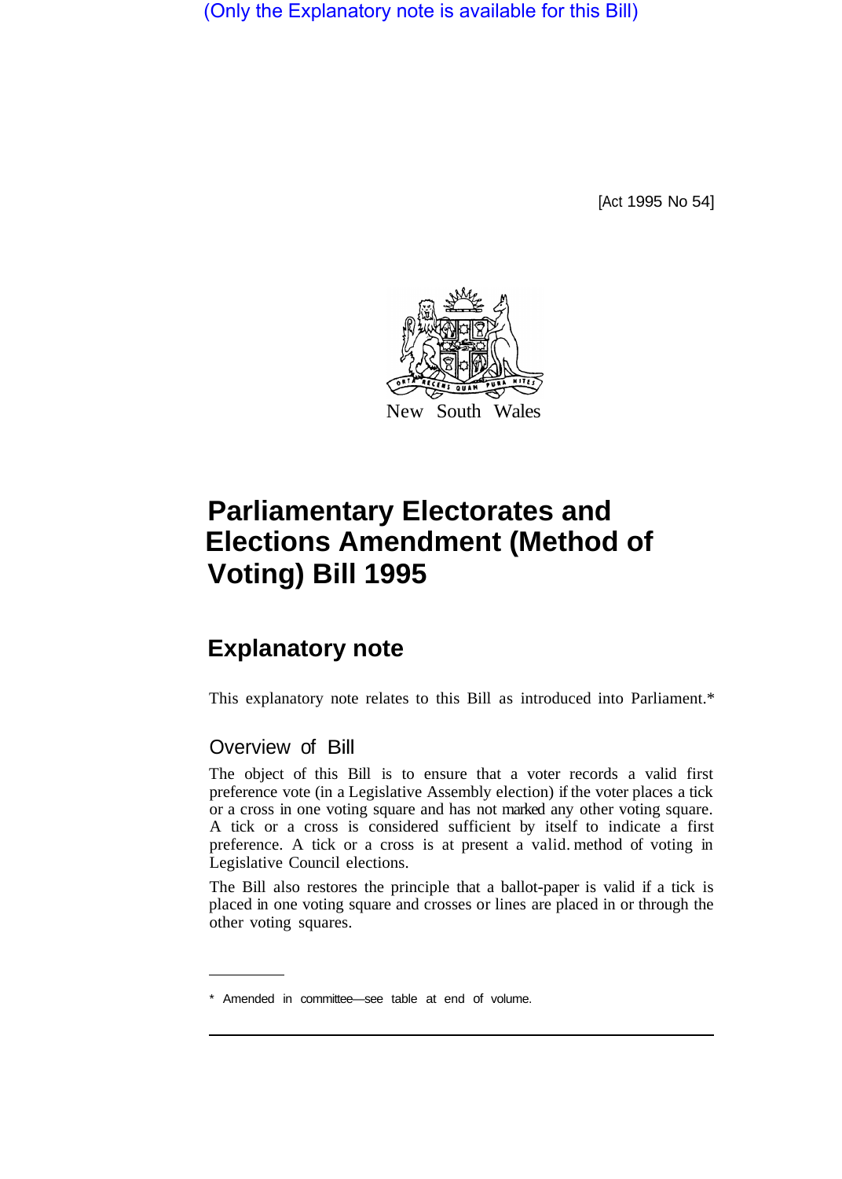(Only the Explanatory note is available for this Bill)

[Act 1995 No 54]

New South Wales

# Parliamentary Electorates and Elections Amendment (Method of Voting) Bill 1995

## Explanatory note

This explanatory note relates to this Bill as introduced into Parliament.*

### Overview of Bill

The object of this Bill is to ensure that a voter records a valid first preference vote (in a Legislative Assembly election) if the voter places a tick or a cross in one voting square and has not marked any other voting square. A tick or a cross is considered sufficient by itself to indicate a first preference. A tick or a cross is at present a valid method of voting in Legislative Council elections.

The Bill also restores the principle that a ballot-paper is valid if a tick is placed in one voting square and crosses or lines are placed in or through the other voting squares.

\* Amended in committee—see table at end of volume.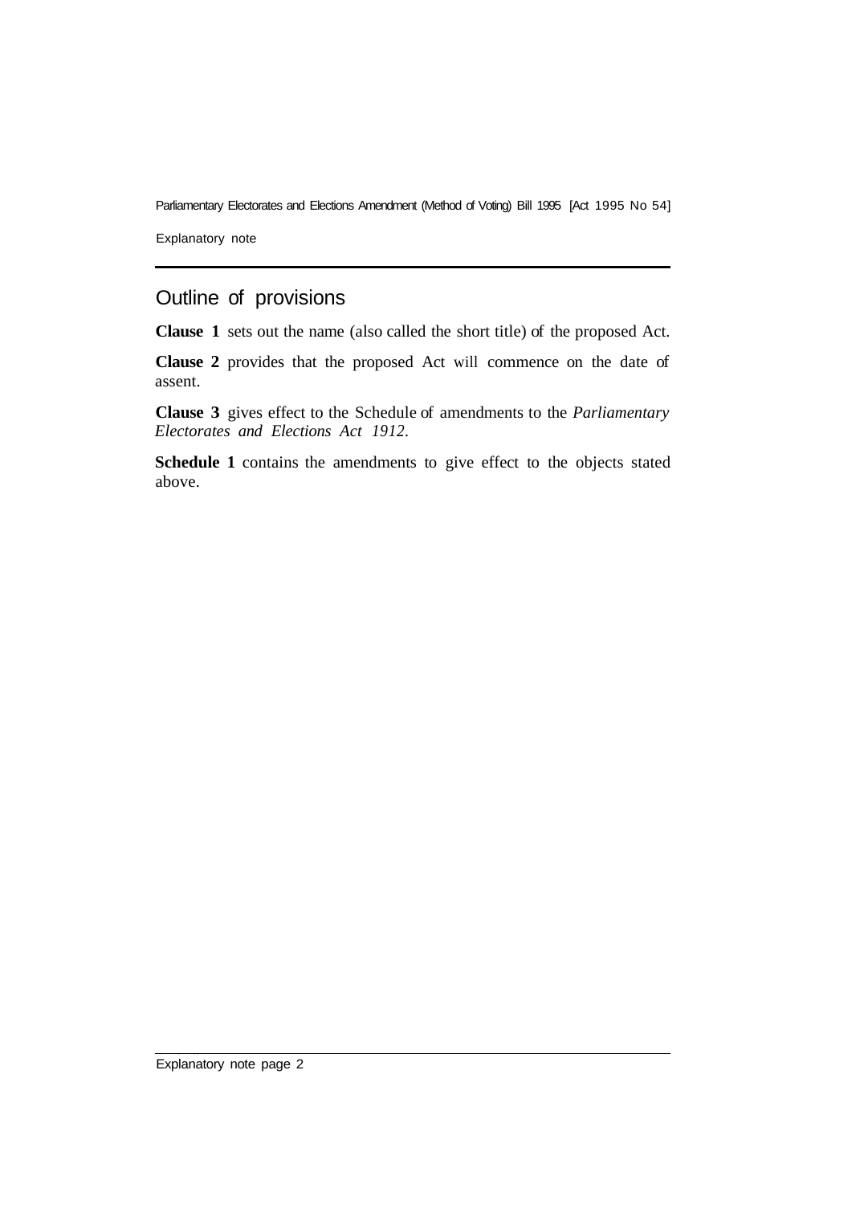## Outline of provisions

**Clause 1** sets out the name (also called the short title) of the proposed Act.

**Clause 2** provides that the proposed Act will commence on the date of assent.

**Clause 3** gives effect to the Schedule of amendments to the *Parliamentary Electorates and Elections Act 1912*.

**Schedule 1** contains the amendments to give effect to the objects stated above.